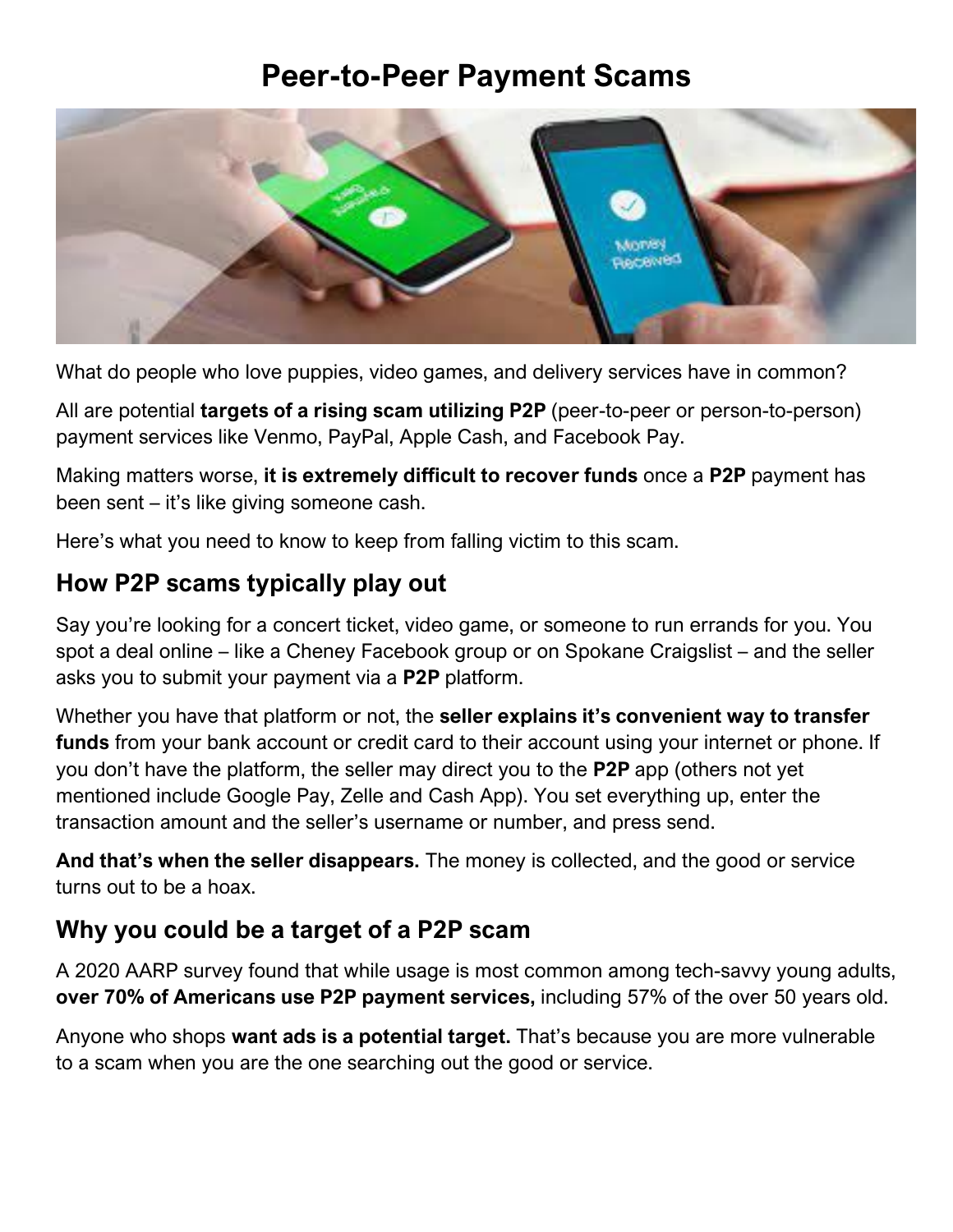# Peer-to-Peer Payment Scams

What do people who love puppies, video games, and delivery services have in common?

All are potential **targets of a rising scam utilizing P2P** (peer-to-peer or person-to-person) payment services like Venmo, PayPal, Apple Cash, and Facebook Pay.

Making matters worse, **it is extremely difficult to recover funds** once a **P2P** payment has been sent – it's like giving someone cash.

Here's what you need to know to keep from falling victim to this scam.

## How P2P scams typically play out

Say you're looking for a concert ticket, video game, or someone to run errands for you. You spot a deal online – like a Cheney Facebook group or on Spokane Craigslist – and the seller asks you to submit your payment via a **P2P** platform.

Whether you have that platform or not, the **seller explains it's convenient way to transfer funds** from your bank account or credit card to their account using your internet or phone. If you don't have the platform, the seller may direct you to the **P2P** app (others not yet mentioned include Google Pay, Zelle and Cash App). You set everything up, enter the transaction amount and the seller's username or number, and press send.

**And that's when the seller disappears.** The money is collected, and the good or service turns out to be a hoax.

## Why you could be a target of a P2P scam

A 2020 AARP survey found that while usage is most common among tech-savvy young adults, **over 70% of Americans use P2P payment services,** including 57% of the over 50 years old.

Anyone who shops **want ads is a potential target.** That's because you are more vulnerable to a scam when you are the one searching out the good or service.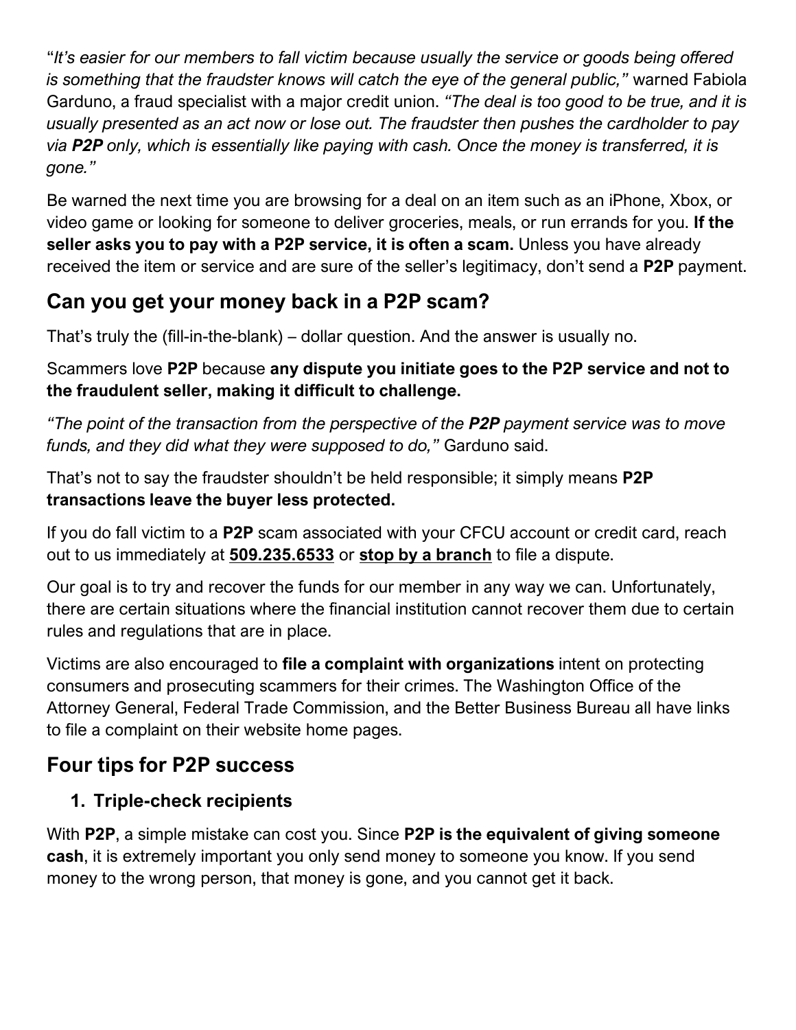"*It's easier for our members to fall victim because usually the service or goods being offered is something that the fraudster knows will catch the eye of the general public,"* warned Fabiola Garduno, a fraud specialist with a major credit union. *"The deal is too good to be true, and it is usually presented as an act now or lose out. The fraudster then pushes the cardholder to pay via* ***P2P*** *only, which is essentially like paying with cash. Once the money is transferred, it is gone."*

Be warned the next time you are browsing for a deal on an item such as an iPhone, Xbox, or video game or looking for someone to deliver groceries, meals, or run errands for you. **If the seller asks you to pay with a P2P service, it is often a scam.** Unless you have already received the item or service and are sure of the seller's legitimacy, don't send a **P2P** payment.

## Can you get your money back in a P2P scam?

That's truly the (fill-in-the-blank) – dollar question. And the answer is usually no.

Scammers love **P2P** because **any dispute you initiate goes to the P2P service and not to the fraudulent seller, making it difficult to challenge.**

*"The point of the transaction from the perspective of the* ***P2P*** *payment service was to move funds, and they did what they were supposed to do,"* Garduno said.

That's not to say the fraudster shouldn't be held responsible; it simply means **P2P transactions leave the buyer less protected.**

If you do fall victim to a **P2P** scam associated with your CFCU account or credit card, reach out to us immediately at **509.235.6533** or **stop by a branch** to file a dispute.

Our goal is to try and recover the funds for our member in any way we can. Unfortunately, there are certain situations where the financial institution cannot recover them due to certain rules and regulations that are in place.

Victims are also encouraged to **file a complaint with organizations** intent on protecting consumers and prosecuting scammers for their crimes. The Washington Office of the Attorney General, Federal Trade Commission, and the Better Business Bureau all have links to file a complaint on their website home pages.

## Four tips for P2P success

### 1. Triple-check recipients

With **P2P**, a simple mistake can cost you. Since **P2P is the equivalent of giving someone cash**, it is extremely important you only send money to someone you know. If you send money to the wrong person, that money is gone, and you cannot get it back.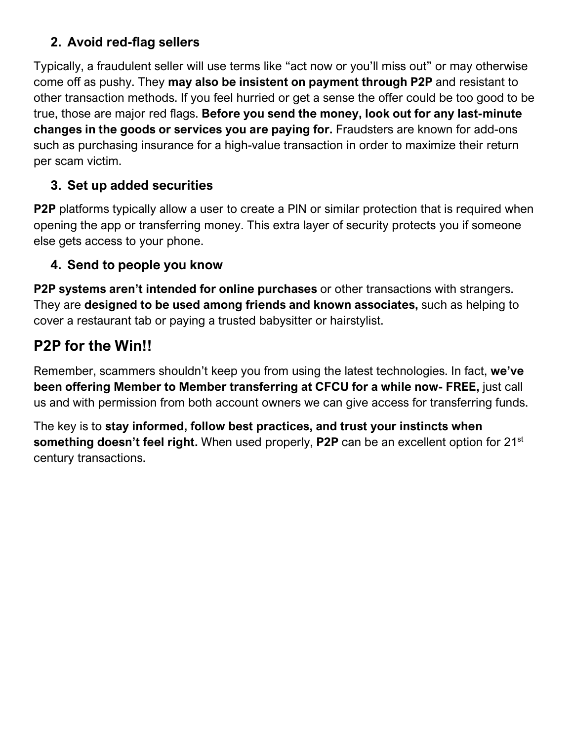2. **Avoid red-flag sellers**

Typically, a fraudulent seller will use terms like “act now or you’ll miss out” or may otherwise come off as pushy. They **may also be insistent on payment through P2P** and resistant to other transaction methods. If you feel hurried or get a sense the offer could be too good to be true, those are major red flags. **Before you send the money, look out for any last-minute changes in the goods or services you are paying for.** Fraudsters are known for add-ons such as purchasing insurance for a high-value transaction in order to maximize their return per scam victim.

3. **Set up added securities**

**P2P** platforms typically allow a user to create a PIN or similar protection that is required when opening the app or transferring money. This extra layer of security protects you if someone else gets access to your phone.

4. **Send to people you know**

**P2P systems aren’t intended for online purchases** or other transactions with strangers. They are **designed to be used among friends and known associates,** such as helping to cover a restaurant tab or paying a trusted babysitter or hairstylist.

## P2P for the Win!!

Remember, scammers shouldn’t keep you from using the latest technologies. In fact, **we’ve been offering Member to Member transferring at CFCU for a while now- FREE,** just call us and with permission from both account owners we can give access for transferring funds.

The key is to **stay informed, follow best practices, and trust your instincts when something doesn’t feel right.** When used properly, **P2P** can be an excellent option for 21st century transactions.